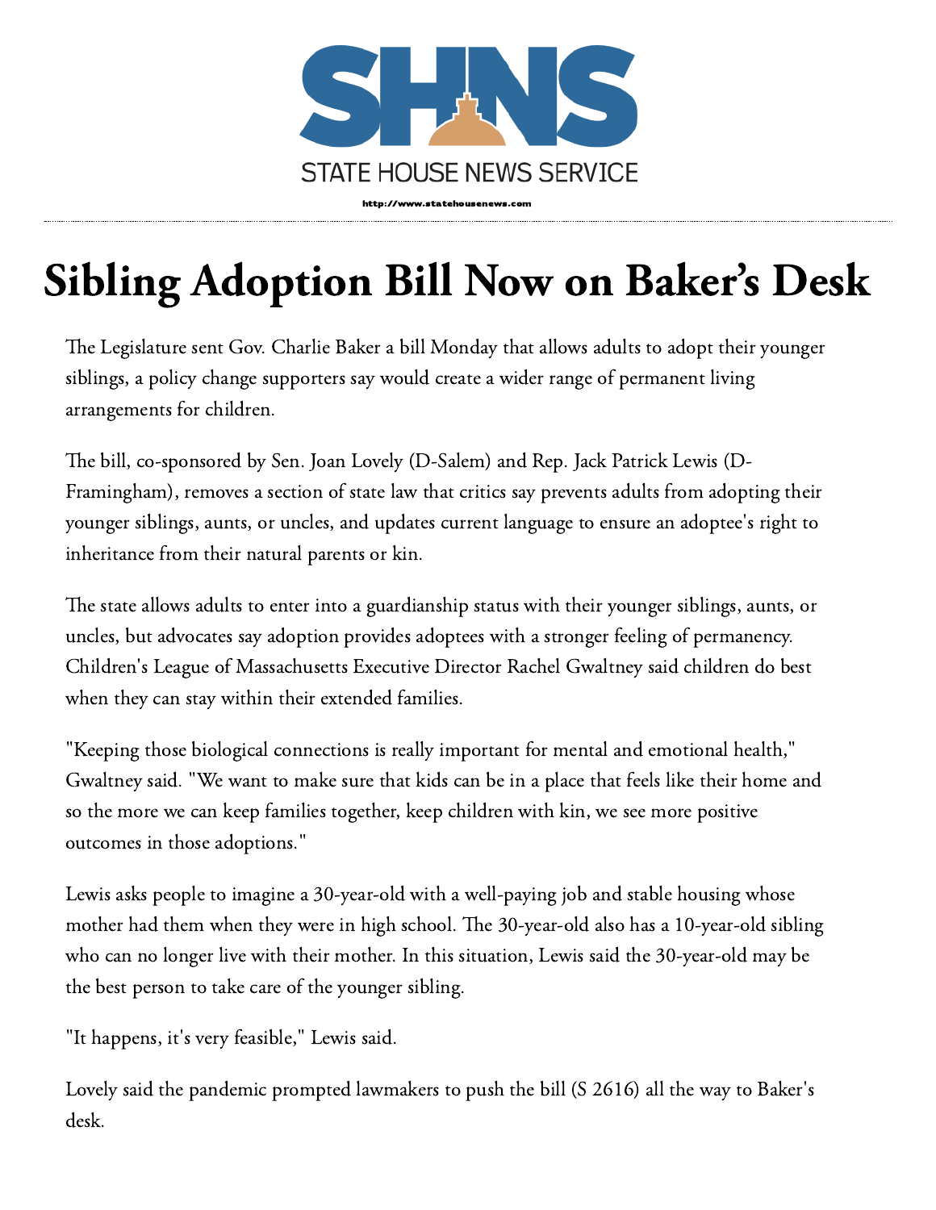STATE HOUSE NEWS SERVICE

http://www.statehousenews.com

# Sibling Adoption Bill Now on Baker's Desk

The Legislature sent Gov. Charlie Baker a bill Monday that allows adults to adopt their younger siblings, a policy change supporters say would create a wider range of permanent living arrangements for children.

The bill, co-sponsored by Sen. Joan Lovely (D-Salem) and Rep. Jack Patrick Lewis (D-Framingham), removes a section of state law that critics say prevents adults from adopting their younger siblings, aunts, or uncles, and updates current language to ensure an adoptee's right to inheritance from their natural parents or kin.

The state allows adults to enter into a guardianship status with their younger siblings, aunts, or uncles, but advocates say adoption provides adoptees with a stronger feeling of permanency. Children's League of Massachusetts Executive Director Rachel Gwaltney said children do best when they can stay within their extended families.

"Keeping those biological connections is really important for mental and emotional health," Gwaltney said. "We want to make sure that kids can be in a place that feels like their home and so the more we can keep families together, keep children with kin, we see more positive outcomes in those adoptions."

Lewis asks people to imagine a 30-year-old with a well-paying job and stable housing whose mother had them when they were in high school. The 30-year-old also has a 10-year-old sibling who can no longer live with their mother. In this situation, Lewis said the 30-year-old may be the best person to take care of the younger sibling.

"It happens, it's very feasible," Lewis said.

Lovely said the pandemic prompted lawmakers to push the bill (S 2616) all the way to Baker's desk.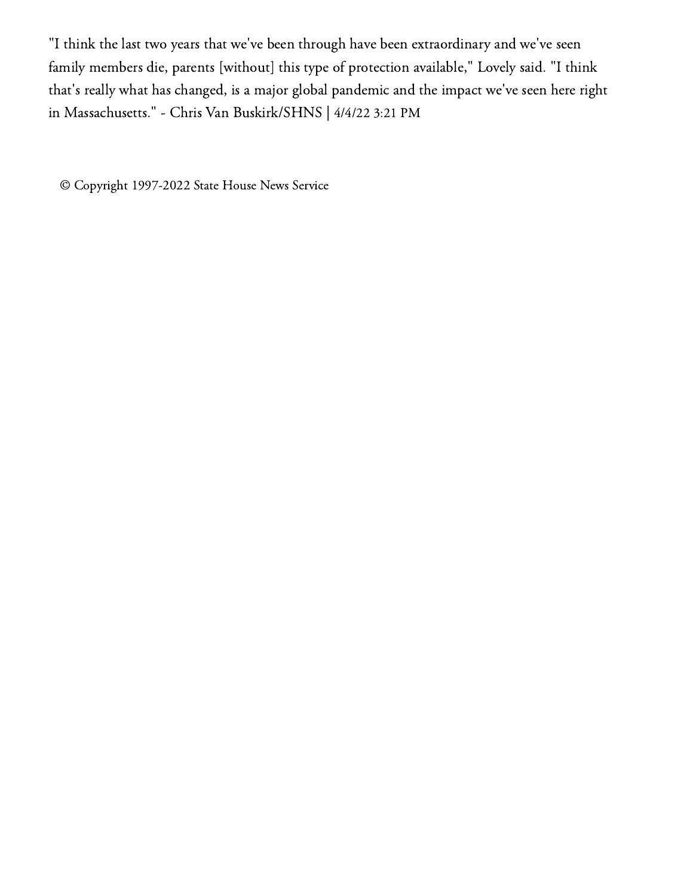"I think the last two years that we've been through have been extraordinary and we've seen family members die, parents [without] this type of protection available," Lovely said. "I think that's really what has changed, is a major global pandemic and the impact we've seen here right in Massachusetts." - Chris Van Buskirk/SHNS | 4/4/22 3:21 PM

© Copyright 1997-2022 State House News Service